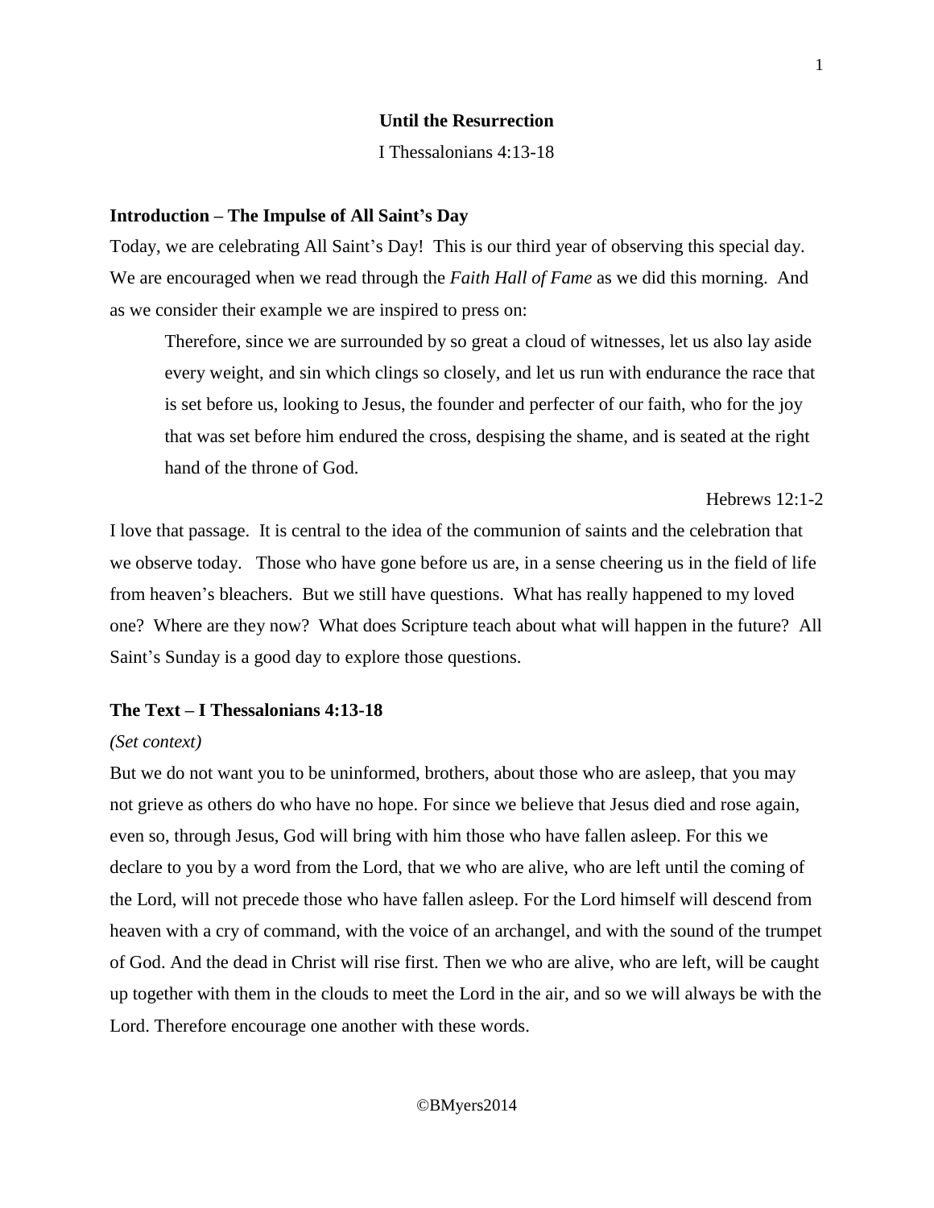**Until the Resurrection**

I Thessalonians 4:13-18

## Introduction – The Impulse of All Saint's Day

Today, we are celebrating All Saint's Day! This is our third year of observing this special day. We are encouraged when we read through the *Faith Hall of Fame* as we did this morning. And as we consider their example we are inspired to press on:

> Therefore, since we are surrounded by so great a cloud of witnesses, let us also lay aside every weight, and sin which clings so closely, and let us run with endurance the race that is set before us, looking to Jesus, the founder and perfecter of our faith, who for the joy that was set before him endured the cross, despising the shame, and is seated at the right hand of the throne of God.
>
> Hebrews 12:1-2

I love that passage. It is central to the idea of the communion of saints and the celebration that we observe today. Those who have gone before us are, in a sense cheering us in the field of life from heaven's bleachers. But we still have questions. What has really happened to my loved one? Where are they now? What does Scripture teach about what will happen in the future? All Saint's Sunday is a good day to explore those questions.

## The Text – I Thessalonians 4:13-18

*(Set context)*

But we do not want you to be uninformed, brothers, about those who are asleep, that you may not grieve as others do who have no hope. For since we believe that Jesus died and rose again, even so, through Jesus, God will bring with him those who have fallen asleep. For this we declare to you by a word from the Lord, that we who are alive, who are left until the coming of the Lord, will not precede those who have fallen asleep. For the Lord himself will descend from heaven with a cry of command, with the voice of an archangel, and with the sound of the trumpet of God. And the dead in Christ will rise first. Then we who are alive, who are left, will be caught up together with them in the clouds to meet the Lord in the air, and so we will always be with the Lord. Therefore encourage one another with these words.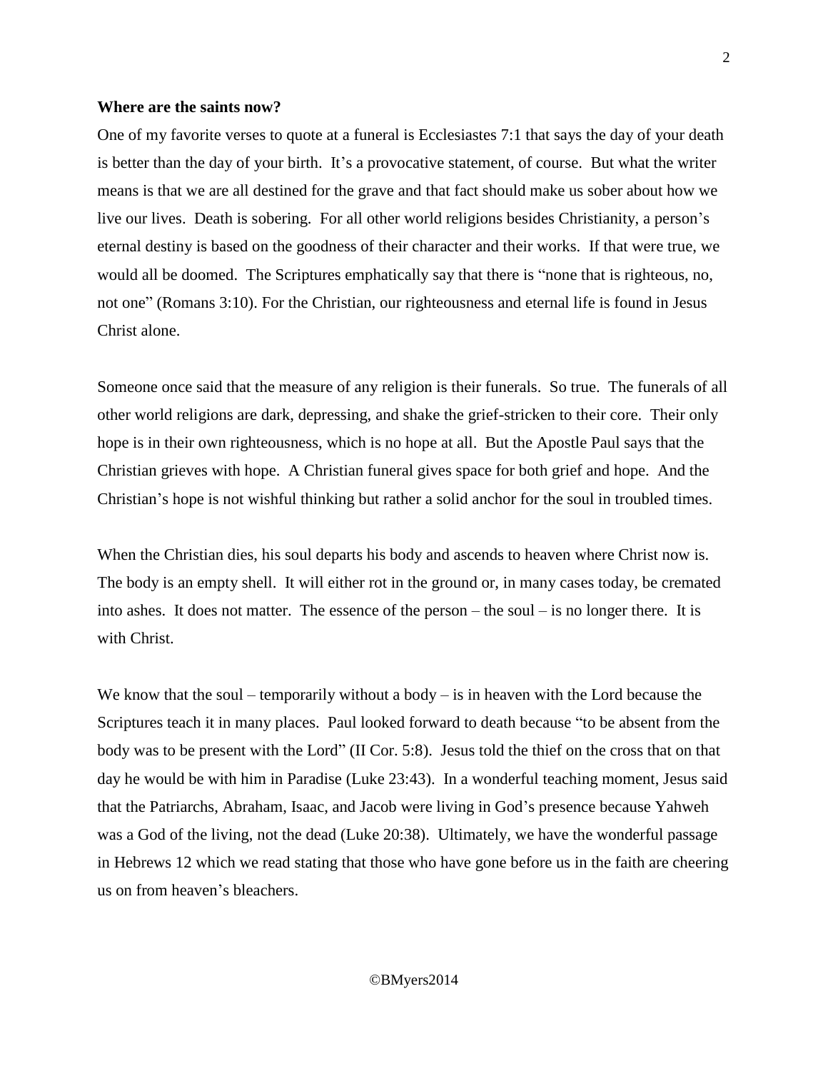**Where are the saints now?**

One of my favorite verses to quote at a funeral is Ecclesiastes 7:1 that says the day of your death is better than the day of your birth. It's a provocative statement, of course. But what the writer means is that we are all destined for the grave and that fact should make us sober about how we live our lives. Death is sobering. For all other world religions besides Christianity, a person's eternal destiny is based on the goodness of their character and their works. If that were true, we would all be doomed. The Scriptures emphatically say that there is "none that is righteous, no, not one" (Romans 3:10). For the Christian, our righteousness and eternal life is found in Jesus Christ alone.

Someone once said that the measure of any religion is their funerals. So true. The funerals of all other world religions are dark, depressing, and shake the grief-stricken to their core. Their only hope is in their own righteousness, which is no hope at all. But the Apostle Paul says that the Christian grieves with hope. A Christian funeral gives space for both grief and hope. And the Christian's hope is not wishful thinking but rather a solid anchor for the soul in troubled times.

When the Christian dies, his soul departs his body and ascends to heaven where Christ now is. The body is an empty shell. It will either rot in the ground or, in many cases today, be cremated into ashes. It does not matter. The essence of the person – the soul – is no longer there. It is with Christ.

We know that the soul – temporarily without a body – is in heaven with the Lord because the Scriptures teach it in many places. Paul looked forward to death because "to be absent from the body was to be present with the Lord" (II Cor. 5:8). Jesus told the thief on the cross that on that day he would be with him in Paradise (Luke 23:43). In a wonderful teaching moment, Jesus said that the Patriarchs, Abraham, Isaac, and Jacob were living in God's presence because Yahweh was a God of the living, not the dead (Luke 20:38). Ultimately, we have the wonderful passage in Hebrews 12 which we read stating that those who have gone before us in the faith are cheering us on from heaven's bleachers.

©BMyers2014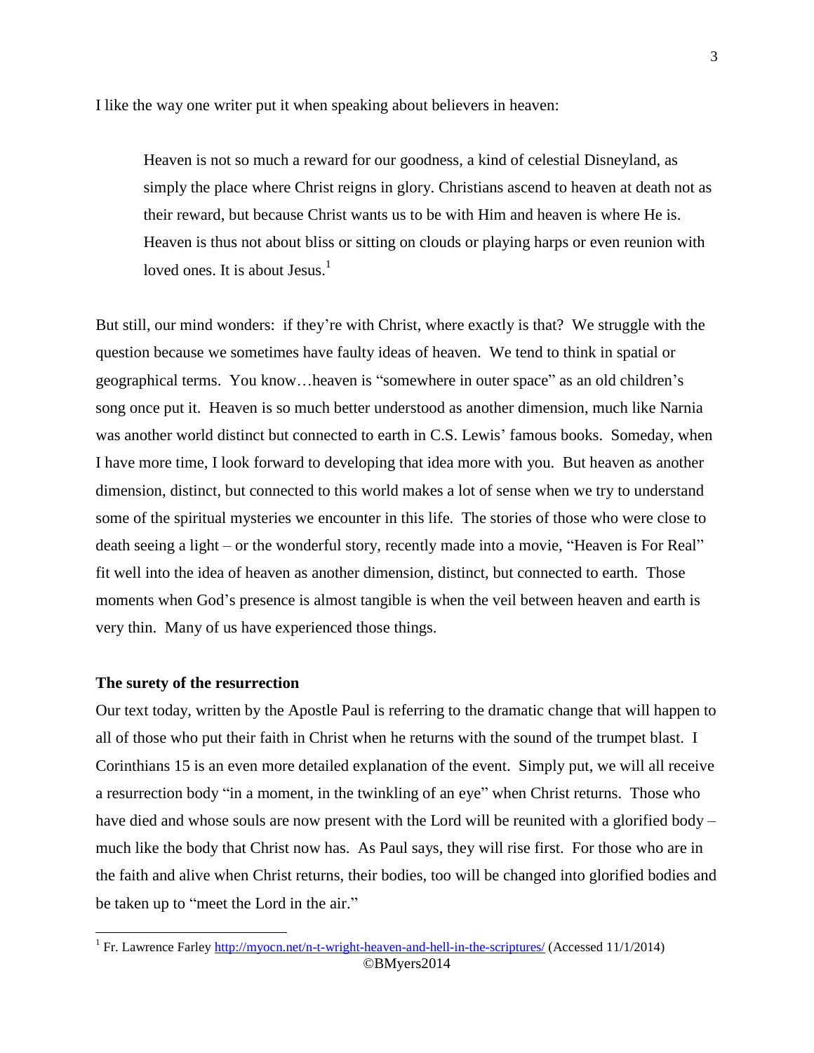I like the way one writer put it when speaking about believers in heaven:

> Heaven is not so much a reward for our goodness, a kind of celestial Disneyland, as simply the place where Christ reigns in glory. Christians ascend to heaven at death not as their reward, but because Christ wants us to be with Him and heaven is where He is. Heaven is thus not about bliss or sitting on clouds or playing harps or even reunion with loved ones. It is about Jesus.[1]

But still, our mind wonders: if they're with Christ, where exactly is that? We struggle with the question because we sometimes have faulty ideas of heaven. We tend to think in spatial or geographical terms. You know…heaven is "somewhere in outer space" as an old children's song once put it. Heaven is so much better understood as another dimension, much like Narnia was another world distinct but connected to earth in C.S. Lewis' famous books. Someday, when I have more time, I look forward to developing that idea more with you. But heaven as another dimension, distinct, but connected to this world makes a lot of sense when we try to understand some of the spiritual mysteries we encounter in this life. The stories of those who were close to death seeing a light – or the wonderful story, recently made into a movie, "Heaven is For Real" fit well into the idea of heaven as another dimension, distinct, but connected to earth. Those moments when God's presence is almost tangible is when the veil between heaven and earth is very thin. Many of us have experienced those things.

**The surety of the resurrection**

Our text today, written by the Apostle Paul is referring to the dramatic change that will happen to all of those who put their faith in Christ when he returns with the sound of the trumpet blast. I Corinthians 15 is an even more detailed explanation of the event. Simply put, we will all receive a resurrection body "in a moment, in the twinkling of an eye" when Christ returns. Those who have died and whose souls are now present with the Lord will be reunited with a glorified body – much like the body that Christ now has. As Paul says, they will rise first. For those who are in the faith and alive when Christ returns, their bodies, too will be changed into glorified bodies and be taken up to "meet the Lord in the air."

---

[1] Fr. Lawrence Farley http://myocn.net/n-t-wright-heaven-and-hell-in-the-scriptures/ (Accessed 11/1/2014)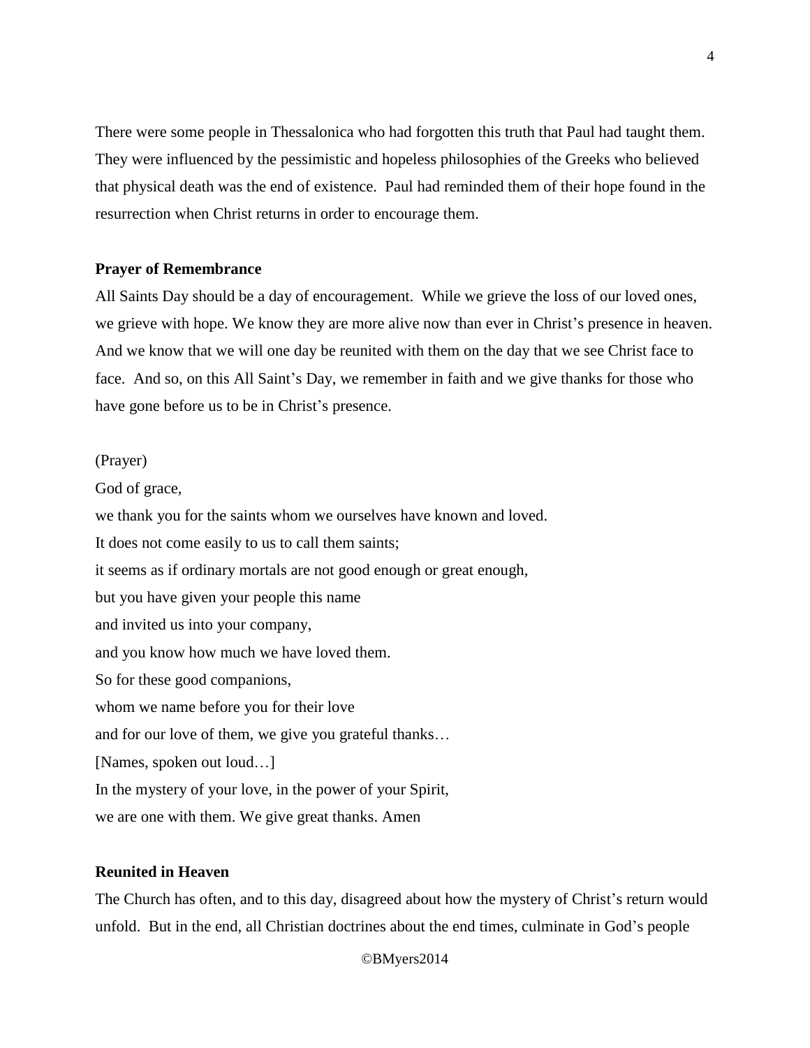There were some people in Thessalonica who had forgotten this truth that Paul had taught them. They were influenced by the pessimistic and hopeless philosophies of the Greeks who believed that physical death was the end of existence. Paul had reminded them of their hope found in the resurrection when Christ returns in order to encourage them.

**Prayer of Remembrance**

All Saints Day should be a day of encouragement. While we grieve the loss of our loved ones, we grieve with hope. We know they are more alive now than ever in Christ's presence in heaven. And we know that we will one day be reunited with them on the day that we see Christ face to face. And so, on this All Saint's Day, we remember in faith and we give thanks for those who have gone before us to be in Christ's presence.

(Prayer)

God of grace,

we thank you for the saints whom we ourselves have known and loved.

It does not come easily to us to call them saints;

it seems as if ordinary mortals are not good enough or great enough,

but you have given your people this name

and invited us into your company,

and you know how much we have loved them.

So for these good companions,

whom we name before you for their love

and for our love of them, we give you grateful thanks…

[Names, spoken out loud…]

In the mystery of your love, in the power of your Spirit,

we are one with them. We give great thanks. Amen

**Reunited in Heaven**

The Church has often, and to this day, disagreed about how the mystery of Christ's return would unfold. But in the end, all Christian doctrines about the end times, culminate in God's people

©BMyers2014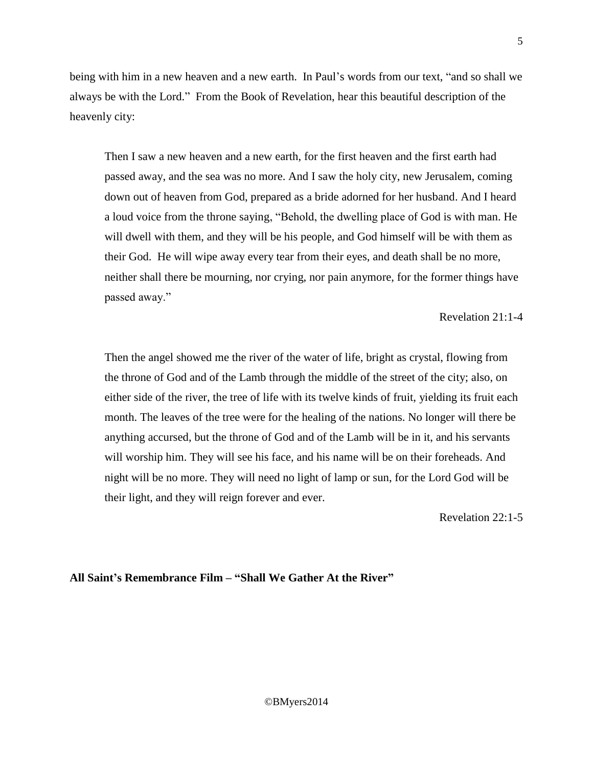being with him in a new heaven and a new earth. In Paul's words from our text, "and so shall we always be with the Lord." From the Book of Revelation, hear this beautiful description of the heavenly city:

> Then I saw a new heaven and a new earth, for the first heaven and the first earth had passed away, and the sea was no more. And I saw the holy city, new Jerusalem, coming down out of heaven from God, prepared as a bride adorned for her husband. And I heard a loud voice from the throne saying, "Behold, the dwelling place of God is with man. He will dwell with them, and they will be his people, and God himself will be with them as their God. He will wipe away every tear from their eyes, and death shall be no more, neither shall there be mourning, nor crying, nor pain anymore, for the former things have passed away."
>
> Revelation 21:1-4

> Then the angel showed me the river of the water of life, bright as crystal, flowing from the throne of God and of the Lamb through the middle of the street of the city; also, on either side of the river, the tree of life with its twelve kinds of fruit, yielding its fruit each month. The leaves of the tree were for the healing of the nations. No longer will there be anything accursed, but the throne of God and of the Lamb will be in it, and his servants will worship him. They will see his face, and his name will be on their foreheads. And night will be no more. They will need no light of lamp or sun, for the Lord God will be their light, and they will reign forever and ever.
>
> Revelation 22:1-5

**All Saint's Remembrance Film – "Shall We Gather At the River"**

©BMyers2014